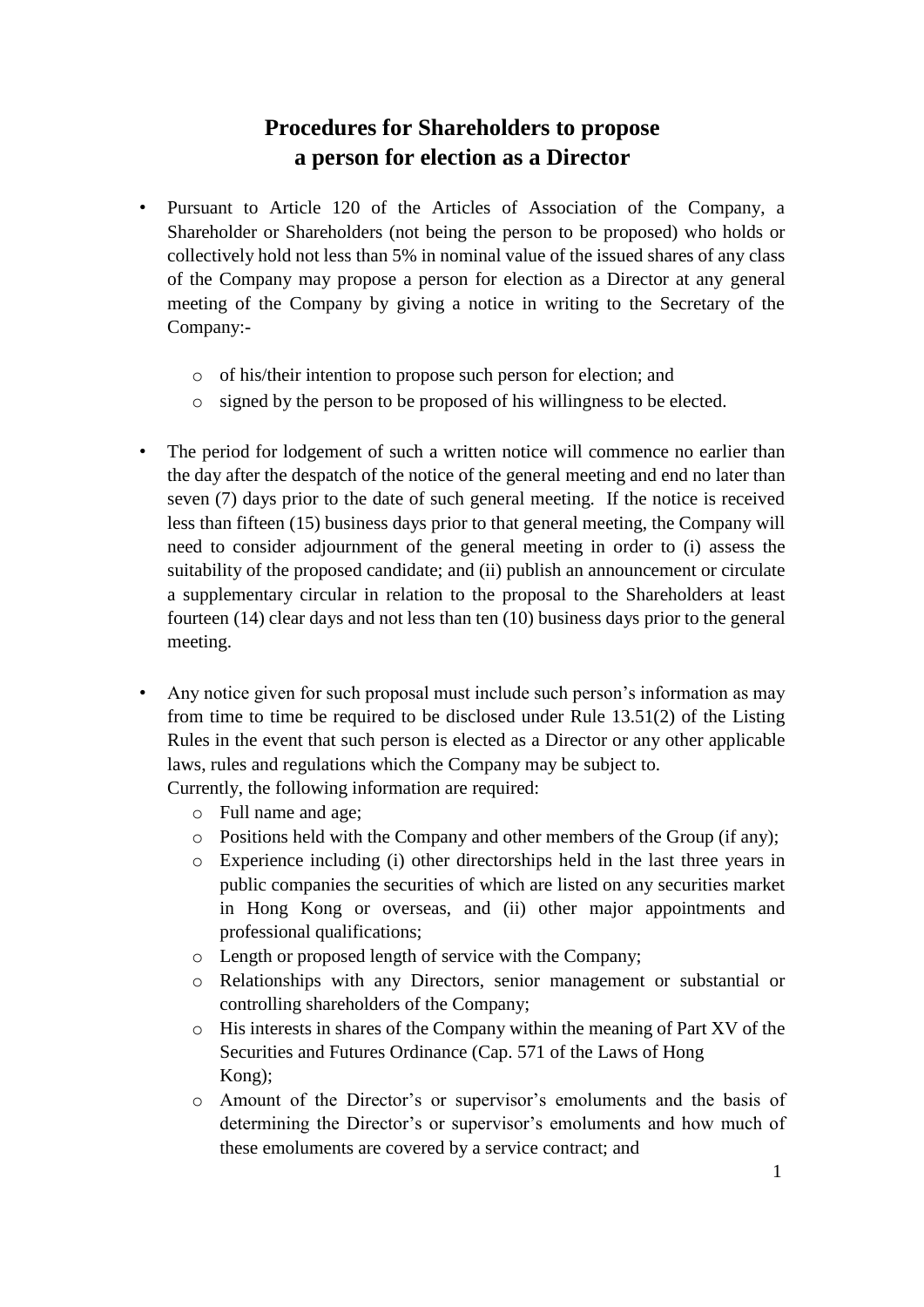# Procedures for Shareholders to propose a person for election as a Director

- Pursuant to Article 120 of the Articles of Association of the Company, a Shareholder or Shareholders (not being the person to be proposed) who holds or collectively hold not less than 5% in nominal value of the issued shares of any class of the Company may propose a person for election as a Director at any general meeting of the Company by giving a notice in writing to the Secretary of the Company:-
  - of his/their intention to propose such person for election; and
  - signed by the person to be proposed of his willingness to be elected.

- The period for lodgement of such a written notice will commence no earlier than the day after the despatch of the notice of the general meeting and end no later than seven (7) days prior to the date of such general meeting. If the notice is received less than fifteen (15) business days prior to that general meeting, the Company will need to consider adjournment of the general meeting in order to (i) assess the suitability of the proposed candidate; and (ii) publish an announcement or circulate a supplementary circular in relation to the proposal to the Shareholders at least fourteen (14) clear days and not less than ten (10) business days prior to the general meeting.

- Any notice given for such proposal must include such person's information as may from time to time be required to be disclosed under Rule 13.51(2) of the Listing Rules in the event that such person is elected as a Director or any other applicable laws, rules and regulations which the Company may be subject to.
  Currently, the following information are required:
  - Full name and age;
  - Positions held with the Company and other members of the Group (if any);
  - Experience including (i) other directorships held in the last three years in public companies the securities of which are listed on any securities market in Hong Kong or overseas, and (ii) other major appointments and professional qualifications;
  - Length or proposed length of service with the Company;
  - Relationships with any Directors, senior management or substantial or controlling shareholders of the Company;
  - His interests in shares of the Company within the meaning of Part XV of the Securities and Futures Ordinance (Cap. 571 of the Laws of Hong Kong);
  - Amount of the Director's or supervisor's emoluments and the basis of determining the Director's or supervisor's emoluments and how much of these emoluments are covered by a service contract; and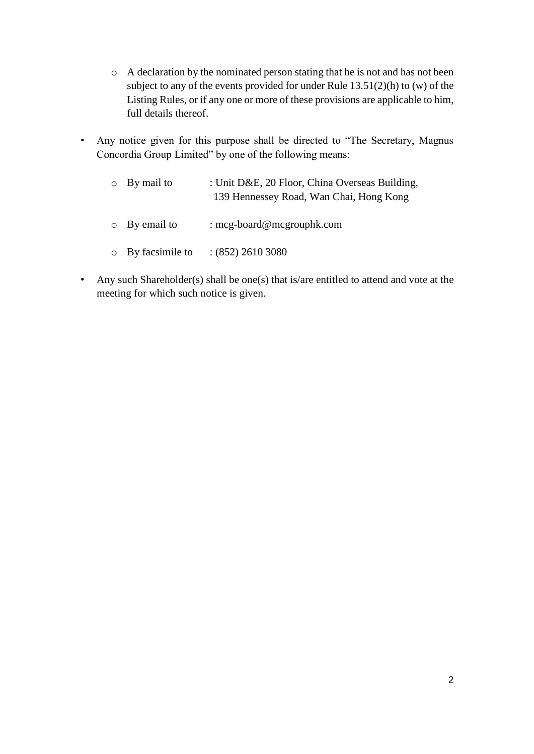- A declaration by the nominated person stating that he is not and has not been subject to any of the events provided for under Rule 13.51(2)(h) to (w) of the Listing Rules, or if any one or more of these provisions are applicable to him, full details thereof.

- Any notice given for this purpose shall be directed to "The Secretary, Magnus Concordia Group Limited" by one of the following means:

  - By mail to : Unit D&E, 20 Floor, China Overseas Building, 139 Hennessey Road, Wan Chai, Hong Kong

  - By email to : mcg-board@mcgrouphk.com

  - By facsimile to : (852) 2610 3080

- Any such Shareholder(s) shall be one(s) that is/are entitled to attend and vote at the meeting for which such notice is given.